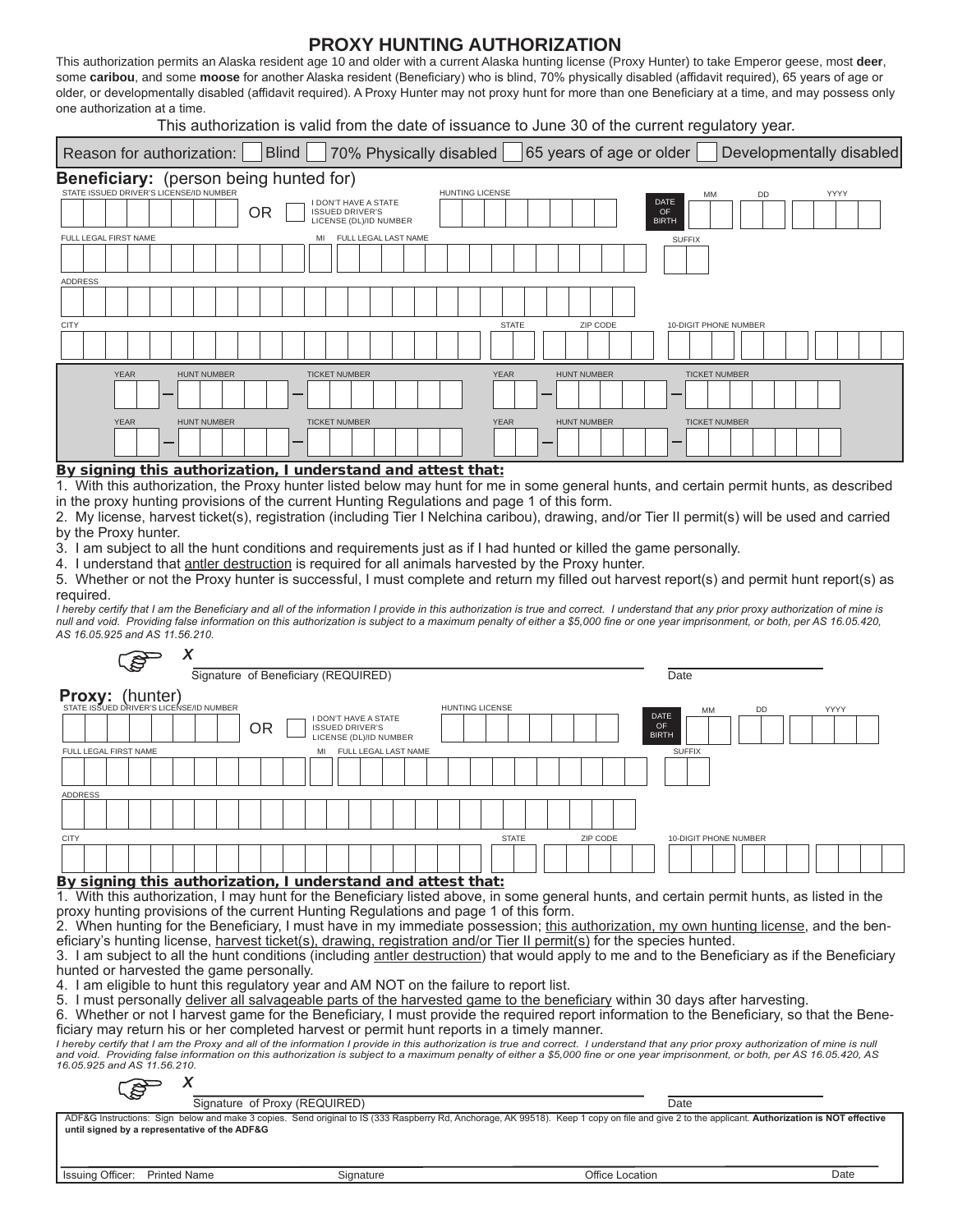# PROXY HUNTING AUTHORIZATION

This authorization permits an Alaska resident age 10 and older with a current Alaska hunting license (Proxy Hunter) to take Emperor geese, most **deer**, some **caribou**, and some **moose** for another Alaska resident (Beneficiary) who is blind, 70% physically disabled (affidavit required), 65 years of age or older, or developmentally disabled (affidavit required). A Proxy Hunter may not proxy hunt for more than one Beneficiary at a time, and may possess only one authorization at a time.

This authorization is valid from the date of issuance to June 30 of the current regulatory year.

Reason for authorization: ☐ Blind ☐ 70% Physically disabled ☐ 65 years of age or older ☐ Developmentally disabled

## Beneficiary: (person being hunted for)

STATE ISSUED DRIVER'S LICENSE/ID NUMBER ______ OR ☐ I DON'T HAVE A STATE ISSUED DRIVER'S LICENSE (DL)/ID NUMBER

HUNTING LICENSE ______

DATE OF BIRTH MM ____ DD ____ YYYY ______

FULL LEGAL FIRST NAME ______ MI ____ FULL LEGAL LAST NAME ______ SUFFIX ____

ADDRESS ______

CITY ______ STATE ____ ZIP CODE ______ 10-DIGIT PHONE NUMBER ______

| YEAR | HUNT NUMBER | TICKET NUMBER | YEAR | HUNT NUMBER | TICKET NUMBER |
|---|---|---|---|---|---|
| – | – | | – | – | |
| – | – | | – | – | |

**By signing this authorization, I understand and attest that:**

1. With this authorization, the Proxy hunter listed below may hunt for me in some general hunts, and certain permit hunts, as described in the proxy hunting provisions of the current Hunting Regulations and page 1 of this form.
2. My license, harvest ticket(s), registration (including Tier I Nelchina caribou), drawing, and/or Tier II permit(s) will be used and carried by the Proxy hunter.
3. I am subject to all the hunt conditions and requirements just as if I had hunted or killed the game personally.
4. I understand that antler destruction is required for all animals harvested by the Proxy hunter.
5. Whether or not the Proxy hunter is successful, I must complete and return my filled out harvest report(s) and permit hunt report(s) as required.

*I hereby certify that I am the Beneficiary and all of the information I provide in this authorization is true and correct. I understand that any prior proxy authorization of mine is null and void. Providing false information on this authorization is subject to a maximum penalty of either a $5,000 fine or one year imprisonment, or both, per AS 16.05.420, AS 16.05.925 and AS 11.56.210.*

X ______________________ Signature of Beneficiary (REQUIRED) ______ Date

## Proxy: (hunter)

STATE ISSUED DRIVER'S LICENSE/ID NUMBER ______ OR ☐ I DON'T HAVE A STATE ISSUED DRIVER'S LICENSE (DL)/ID NUMBER

HUNTING LICENSE ______

DATE OF BIRTH MM ____ DD ____ YYYY ______

FULL LEGAL FIRST NAME ______ MI ____ FULL LEGAL LAST NAME ______ SUFFIX ____

ADDRESS ______

CITY ______ STATE ____ ZIP CODE ______ 10-DIGIT PHONE NUMBER ______

**By signing this authorization, I understand and attest that:**

1. With this authorization, I may hunt for the Beneficiary listed above, in some general hunts, and certain permit hunts, as listed in the proxy hunting provisions of the current Hunting Regulations and page 1 of this form.
2. When hunting for the Beneficiary, I must have in my immediate possession; this authorization, my own hunting license, and the beneficiary's hunting license, harvest ticket(s), drawing, registration and/or Tier II permit(s) for the species hunted.
3. I am subject to all the hunt conditions (including antler destruction) that would apply to me and to the Beneficiary as if the Beneficiary hunted or harvested the game personally.
4. I am eligible to hunt this regulatory year and AM NOT on the failure to report list.
5. I must personally deliver all salvageable parts of the harvested game to the beneficiary within 30 days after harvesting.
6. Whether or not I harvest game for the Beneficiary, I must provide the required report information to the Beneficiary, so that the Beneficiary may return his or her completed harvest or permit hunt reports in a timely manner.

*I hereby certify that I am the Proxy and all of the information I provide in this authorization is true and correct. I understand that any prior proxy authorization of mine is null and void. Providing false information on this authorization is subject to a maximum penalty of either a $5,000 fine or one year imprisonment, or both, per AS 16.05.420, AS 16.05.925 and AS 11.56.210.*

X ______________________ Signature of Proxy (REQUIRED) ______ Date

ADF&G Instructions: Sign below and make 3 copies. Send original to IS (333 Raspberry Rd, Anchorage, AK 99518). Keep 1 copy on file and give 2 to the applicant. **Authorization is NOT effective until signed by a representative of the ADF&G**

Issuing Officer: Printed Name ______ Signature ______ Office Location ______ Date ______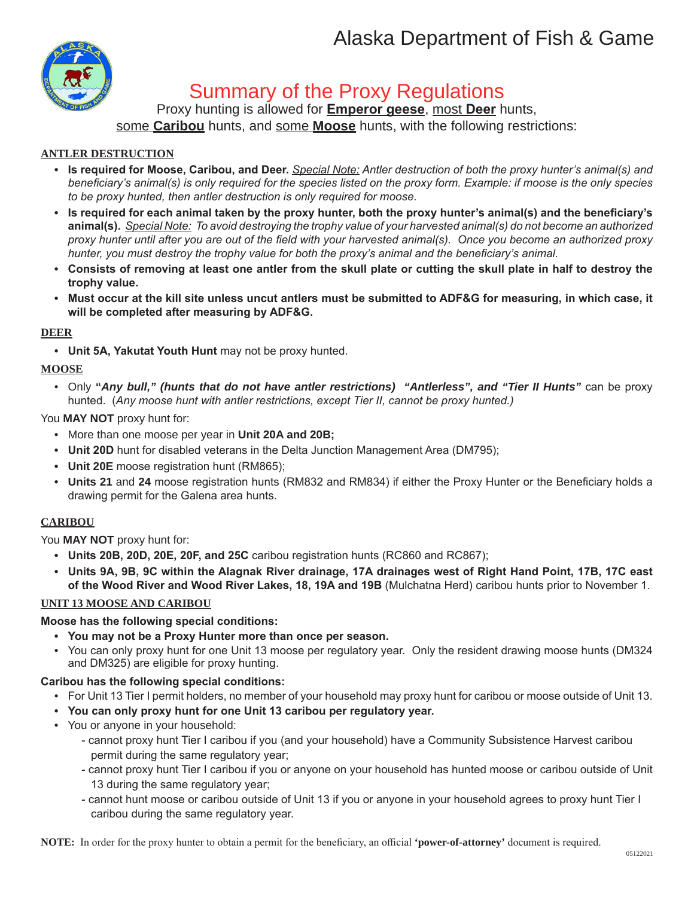# Alaska Department of Fish & Game

## Summary of the Proxy Regulations

Proxy hunting is allowed for **Emperor geese**, most **Deer** hunts, some **Caribou** hunts, and some **Moose** hunts, with the following restrictions:

### ANTLER DESTRUCTION

- **Is required for Moose, Caribou, and Deer.** *Special Note: Antler destruction of both the proxy hunter's animal(s) and beneficiary's animal(s) is only required for the species listed on the proxy form. Example: if moose is the only species to be proxy hunted, then antler destruction is only required for moose.*
- **Is required for each animal taken by the proxy hunter, both the proxy hunter's animal(s) and the beneficiary's animal(s).** *Special Note: To avoid destroying the trophy value of your harvested animal(s) do not become an authorized proxy hunter until after you are out of the field with your harvested animal(s). Once you become an authorized proxy hunter, you must destroy the trophy value for both the proxy's animal and the beneficiary's animal.*
- **Consists of removing at least one antler from the skull plate or cutting the skull plate in half to destroy the trophy value.**
- **Must occur at the kill site unless uncut antlers must be submitted to ADF&G for measuring, in which case, it will be completed after measuring by ADF&G.**

### DEER

- **Unit 5A, Yakutat Youth Hunt** may not be proxy hunted.

### MOOSE

- Only **"*Any bull," (hunts that do not have antler restrictions) "Antlerless", and "Tier II Hunts"*** can be proxy hunted. (*Any moose hunt with antler restrictions, except Tier II, cannot be proxy hunted.)*

You **MAY NOT** proxy hunt for:

- More than one moose per year in **Unit 20A and 20B;**
- **Unit 20D** hunt for disabled veterans in the Delta Junction Management Area (DM795);
- **Unit 20E** moose registration hunt (RM865);
- **Units 21** and **24** moose registration hunts (RM832 and RM834) if either the Proxy Hunter or the Beneficiary holds a drawing permit for the Galena area hunts.

### CARIBOU

You **MAY NOT** proxy hunt for:

- **Units 20B, 20D, 20E, 20F, and 25C** caribou registration hunts (RC860 and RC867);
- **Units 9A, 9B, 9C within the Alagnak River drainage, 17A drainages west of Right Hand Point, 17B, 17C east of the Wood River and Wood River Lakes, 18, 19A and 19B** (Mulchatna Herd) caribou hunts prior to November 1.

### UNIT 13 MOOSE AND CARIBOU

**Moose has the following special conditions:**

- **You may not be a Proxy Hunter more than once per season.**
- You can only proxy hunt for one Unit 13 moose per regulatory year. Only the resident drawing moose hunts (DM324 and DM325) are eligible for proxy hunting.

**Caribou has the following special conditions:**

- For Unit 13 Tier I permit holders, no member of your household may proxy hunt for caribou or moose outside of Unit 13.
- **You can only proxy hunt for one Unit 13 caribou per regulatory year.**
- You or anyone in your household:
  - cannot proxy hunt Tier I caribou if you (and your household) have a Community Subsistence Harvest caribou permit during the same regulatory year;
  - cannot proxy hunt Tier I caribou if you or anyone on your household has hunted moose or caribou outside of Unit 13 during the same regulatory year;
  - cannot hunt moose or caribou outside of Unit 13 if you or anyone in your household agrees to proxy hunt Tier I caribou during the same regulatory year.

**NOTE:** In order for the proxy hunter to obtain a permit for the beneficiary, an official **'power-of-attorney'** document is required.

05122021